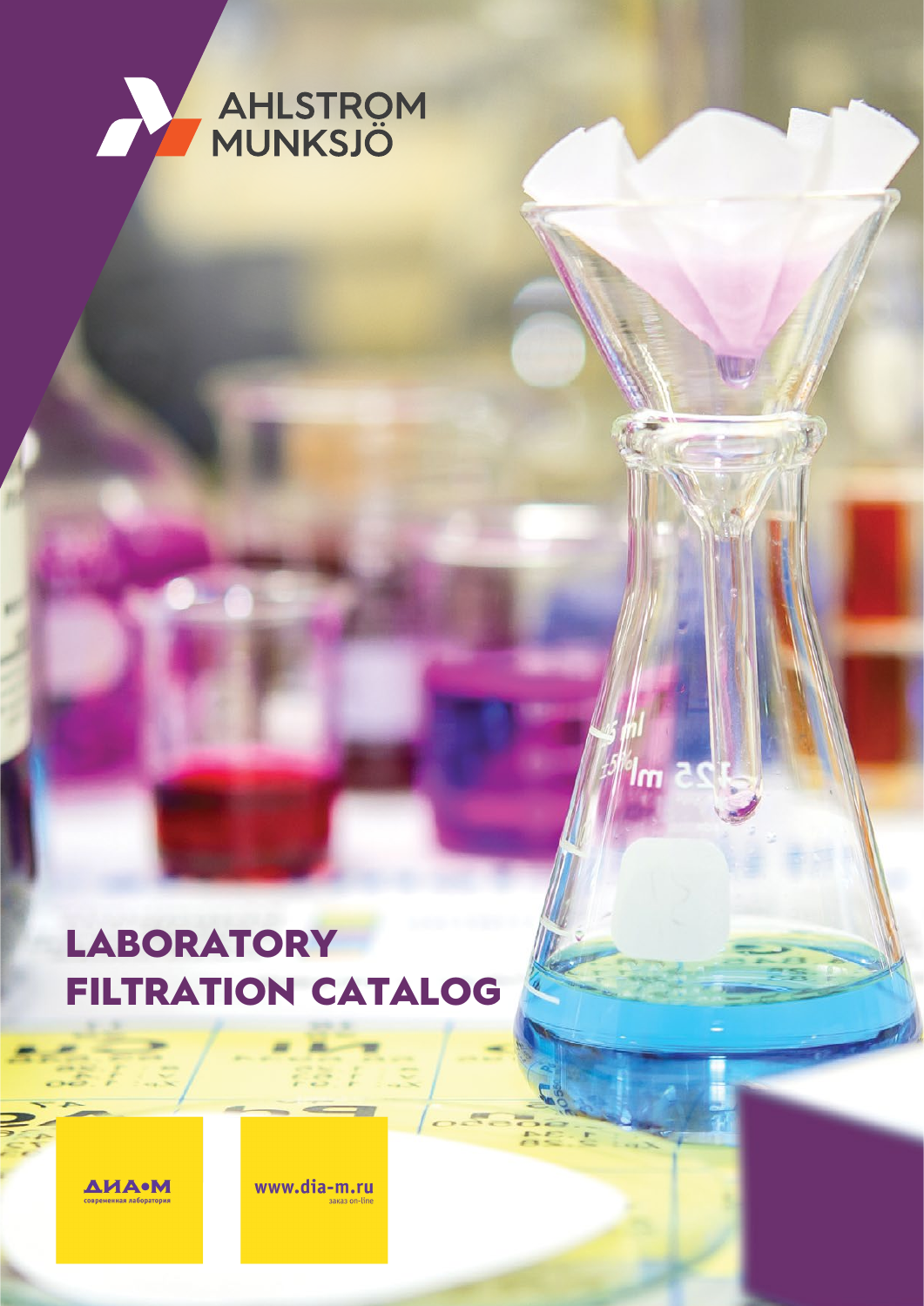AHLSTROM MUNKSJÖ

# LABORATORY FILTRATION CATALOG

ДИА•М
современная лаборатория

www.dia-m.ru
заказ on-line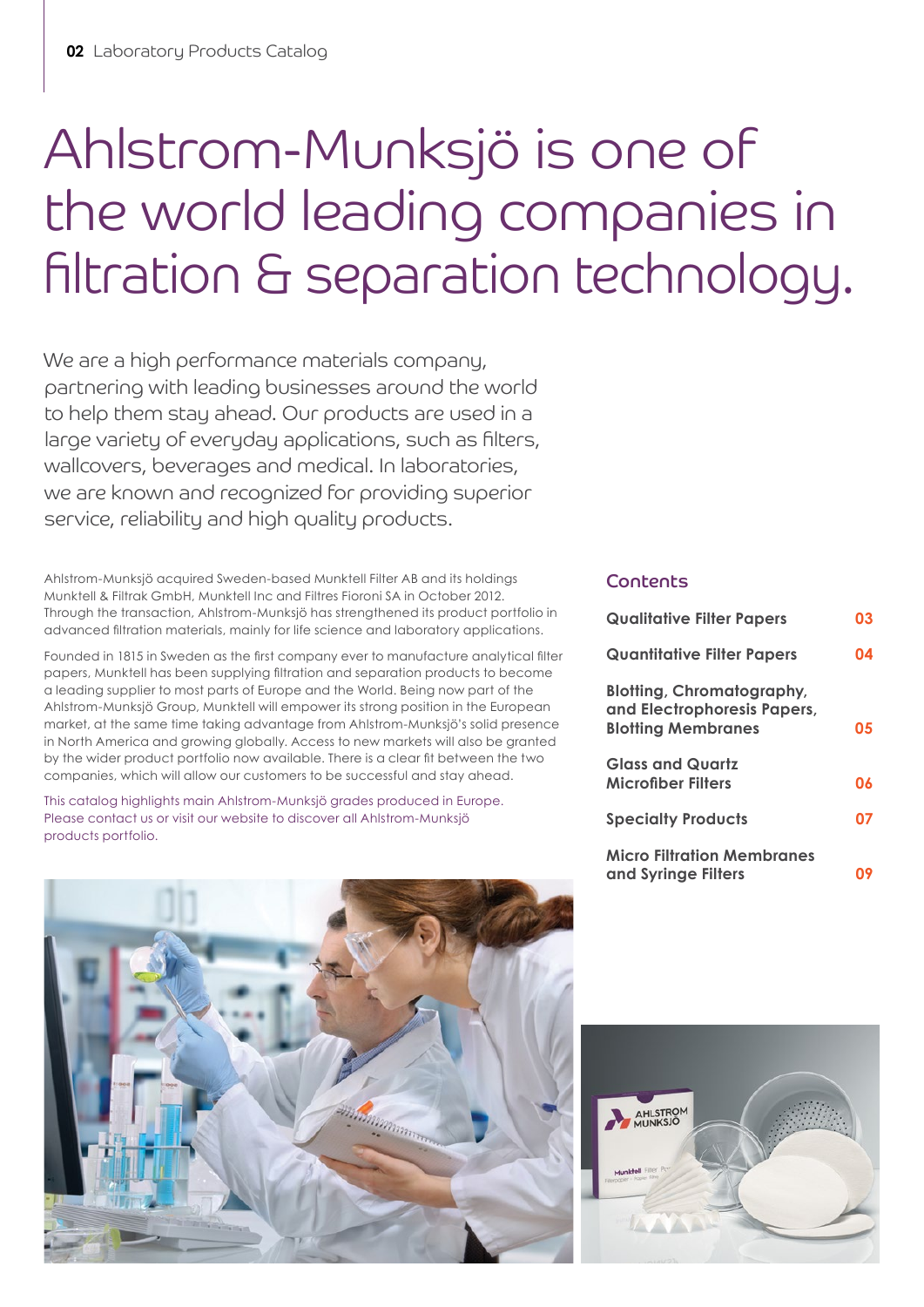# Ahlstrom-Munksjö is one of the world leading companies in filtration & separation technology.

We are a high performance materials company, partnering with leading businesses around the world to help them stay ahead. Our products are used in a large variety of everyday applications, such as filters, wallcovers, beverages and medical. In laboratories, we are known and recognized for providing superior service, reliability and high quality products.

Ahlstrom-Munksjö acquired Sweden-based Munktell Filter AB and its holdings Munktell & Filtrak GmbH, Munktell Inc and Filtres Fioroni SA in October 2012. Through the transaction, Ahlstrom-Munksjö has strengthened its product portfolio in advanced filtration materials, mainly for life science and laboratory applications.

Founded in 1815 in Sweden as the first company ever to manufacture analytical filter papers, Munktell has been supplying filtration and separation products to become a leading supplier to most parts of Europe and the World. Being now part of the Ahlstrom-Munksjö Group, Munktell will empower its strong position in the European market, at the same time taking advantage from Ahlstrom-Munksjö's solid presence in North America and growing globally. Access to new markets will also be granted by the wider product portfolio now available. There is a clear fit between the two companies, which will allow our customers to be successful and stay ahead.

This catalog highlights main Ahlstrom-Munksjö grades produced in Europe. Please contact us or visit our website to discover all Ahlstrom-Munksjö products portfolio.

## Contents

| | |
|---|---|
| **Qualitative Filter Papers** | **03** |
| **Quantitative Filter Papers** | **04** |
| **Blotting, Chromatography, and Electrophoresis Papers, Blotting Membranes** | **05** |
| **Glass and Quartz Microfiber Filters** | **06** |
| **Specialty Products** | **07** |
| **Micro Filtration Membranes and Syringe Filters** | **09** |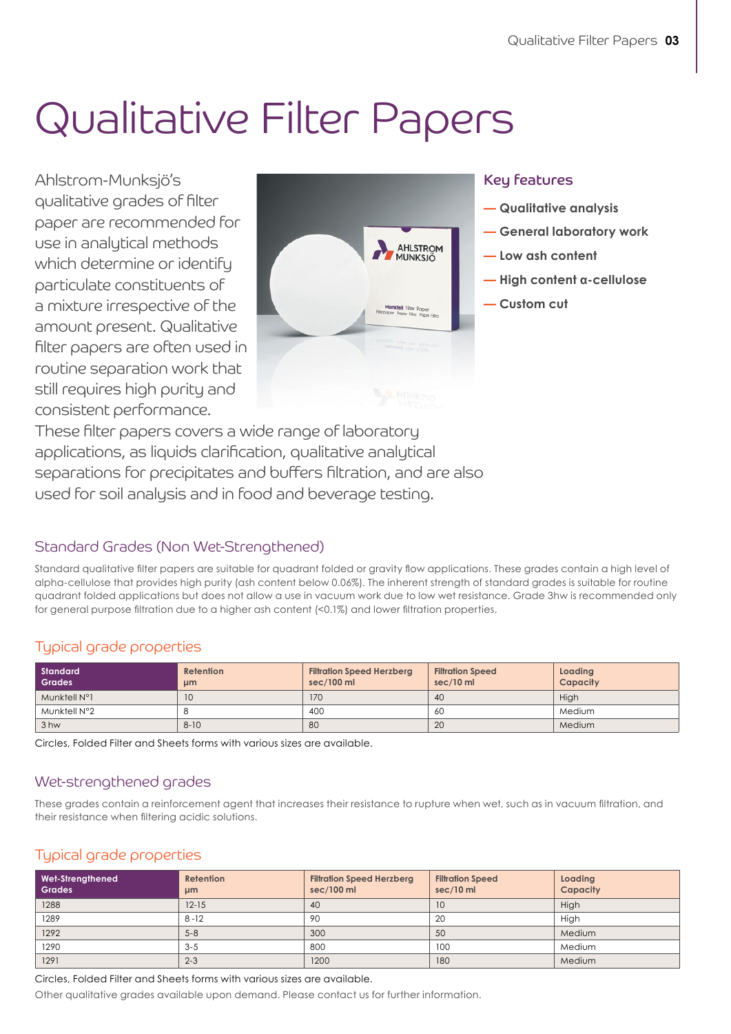# Qualitative Filter Papers

Ahlstrom-Munksjö's qualitative grades of filter paper are recommended for use in analytical methods which determine or identify particulate constituents of a mixture irrespective of the amount present. Qualitative filter papers are often used in routine separation work that still requires high purity and consistent performance.

These filter papers covers a wide range of laboratory applications, as liquids clarification, qualitative analytical separations for precipitates and buffers filtration, and are also used for soil analysis and in food and beverage testing.

## Key features

- **Qualitative analysis**
- **General laboratory work**
- **Low ash content**
- **High content α-cellulose**
- **Custom cut**

## Standard Grades (Non Wet-Strengthened)

Standard qualitative filter papers are suitable for quadrant folded or gravity flow applications. These grades contain a high level of alpha-cellulose that provides high purity (ash content below 0.06%). The inherent strength of standard grades is suitable for routine quadrant folded applications but does not allow a use in vacuum work due to low wet resistance. Grade 3hw is recommended only for general purpose filtration due to a higher ash content (<0.1%) and lower filtration properties.

### Typical grade properties

| Standard Grades | Retention µm | Filtration Speed Herzberg sec/100 ml | Filtration Speed sec/10 ml | Loading Capacity |
|---|---|---|---|---|
| Munktell N°1 | 10 | 170 | 40 | High |
| Munktell N°2 | 8 | 400 | 60 | Medium |
| 3 hw | 8-10 | 80 | 20 | Medium |

Circles, Folded Filter and Sheets forms with various sizes are available.

## Wet-strengthened grades

These grades contain a reinforcement agent that increases their resistance to rupture when wet, such as in vacuum filtration, and their resistance when filtering acidic solutions.

### Typical grade properties

| Wet-Strengthened Grades | Retention µm | Filtration Speed Herzberg sec/100 ml | Filtration Speed sec/10 ml | Loading Capacity |
|---|---|---|---|---|
| 1288 | 12-15 | 40 | 10 | High |
| 1289 | 8 -12 | 90 | 20 | High |
| 1292 | 5-8 | 300 | 50 | Medium |
| 1290 | 3-5 | 800 | 100 | Medium |
| 1291 | 2-3 | 1200 | 180 | Medium |

Circles, Folded Filter and Sheets forms with various sizes are available.

Other qualitative grades available upon demand. Please contact us for further information.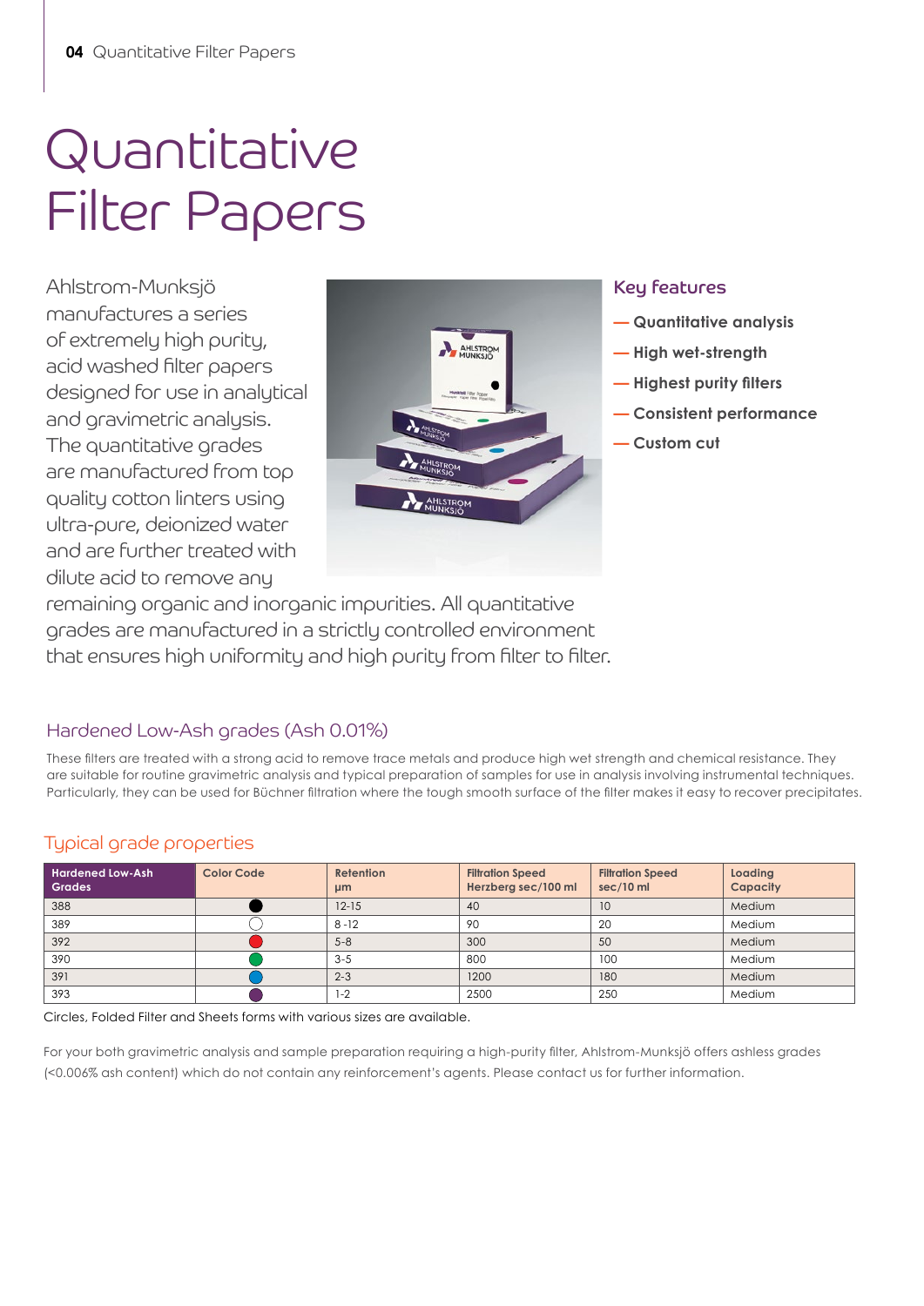# Quantitative Filter Papers

Ahlstrom-Munksjö manufactures a series of extremely high purity, acid washed filter papers designed for use in analytical and gravimetric analysis. The quantitative grades are manufactured from top quality cotton linters using ultra-pure, deionized water and are further treated with dilute acid to remove any remaining organic and inorganic impurities. All quantitative grades are manufactured in a strictly controlled environment that ensures high uniformity and high purity from filter to filter.

### Key features

- Quantitative analysis
- High wet-strength
- Highest purity filters
- Consistent performance
- Custom cut

## Hardened Low-Ash grades (Ash 0.01%)

These filters are treated with a strong acid to remove trace metals and produce high wet strength and chemical resistance. They are suitable for routine gravimetric analysis and typical preparation of samples for use in analysis involving instrumental techniques. Particularly, they can be used for Büchner filtration where the tough smooth surface of the filter makes it easy to recover precipitates.

### Typical grade properties

| Hardened Low-Ash Grades | Color Code | Retention µm | Filtration Speed Herzberg sec/100 ml | Filtration Speed sec/10 ml | Loading Capacity |
|---|---|---|---|---|---|
| 388 | ● (black) | 12-15 | 40 | 10 | Medium |
| 389 | ○ (white) | 8 -12 | 90 | 20 | Medium |
| 392 | ● (red) | 5-8 | 300 | 50 | Medium |
| 390 | ● (green) | 3-5 | 800 | 100 | Medium |
| 391 | ● (blue) | 2-3 | 1200 | 180 | Medium |
| 393 | ● (purple) | 1-2 | 2500 | 250 | Medium |

Circles, Folded Filter and Sheets forms with various sizes are available.

For your both gravimetric analysis and sample preparation requiring a high-purity filter, Ahlstrom-Munksjö offers ashless grades (<0.006% ash content) which do not contain any reinforcement's agents. Please contact us for further information.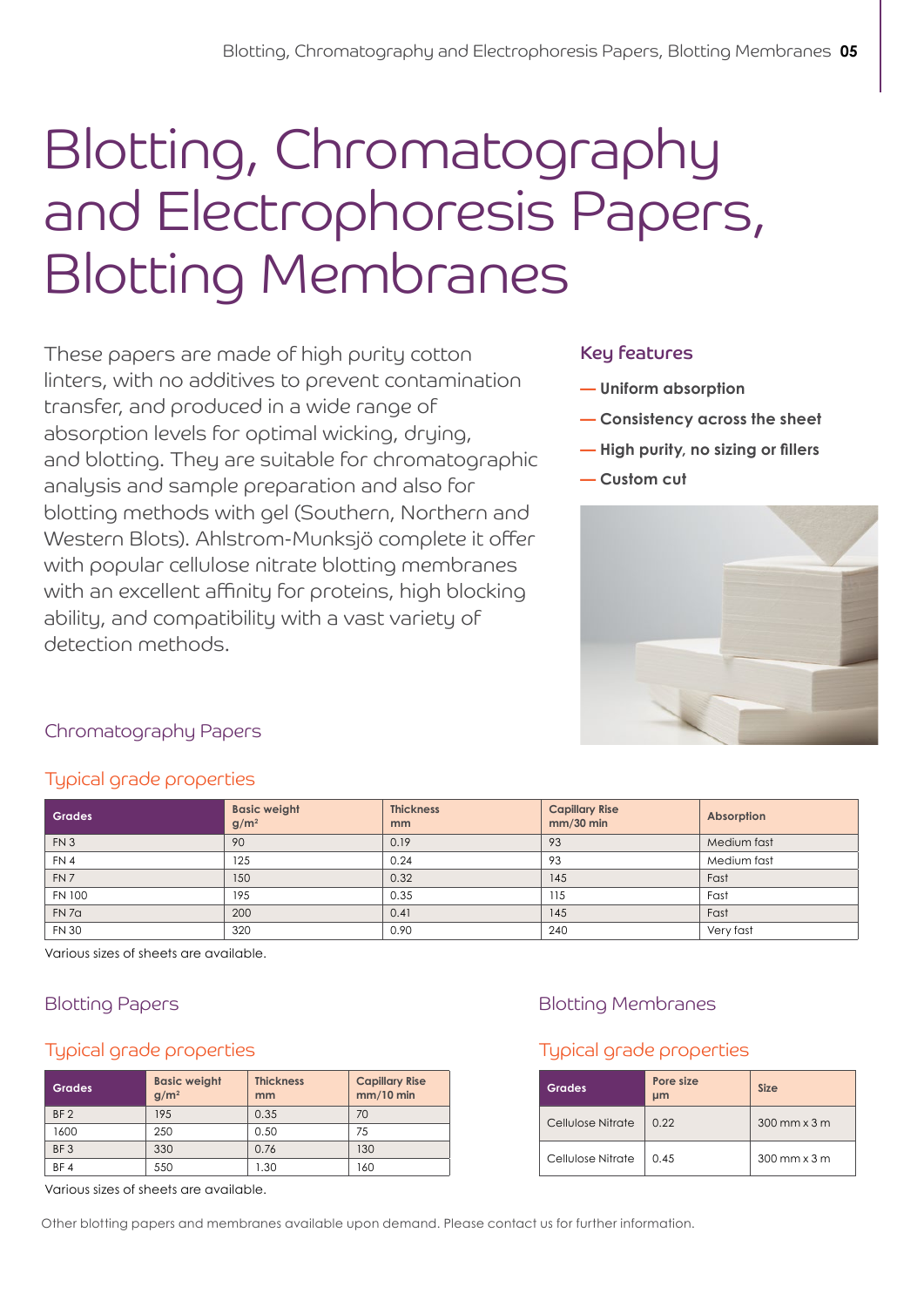# Blotting, Chromatography and Electrophoresis Papers, Blotting Membranes

These papers are made of high purity cotton linters, with no additives to prevent contamination transfer, and produced in a wide range of absorption levels for optimal wicking, drying, and blotting. They are suitable for chromatographic analysis and sample preparation and also for blotting methods with gel (Southern, Northern and Western Blots). Ahlstrom-Munksjö complete it offer with popular cellulose nitrate blotting membranes with an excellent affinity for proteins, high blocking ability, and compatibility with a vast variety of detection methods.

### Key features

- **Uniform absorption**
- **Consistency across the sheet**
- **High purity, no sizing or fillers**
- **Custom cut**

## Chromatography Papers

### Typical grade properties

| Grades | Basic weight g/m² | Thickness mm | Capillary Rise mm/30 min | Absorption |
|---|---|---|---|---|
| FN 3 | 90 | 0.19 | 93 | Medium fast |
| FN 4 | 125 | 0.24 | 93 | Medium fast |
| FN 7 | 150 | 0.32 | 145 | Fast |
| FN 100 | 195 | 0.35 | 115 | Fast |
| FN 7a | 200 | 0.41 | 145 | Fast |
| FN 30 | 320 | 0.90 | 240 | Very fast |

Various sizes of sheets are available.

## Blotting Papers

### Typical grade properties

| Grades | Basic weight g/m² | Thickness mm | Capillary Rise mm/10 min |
|---|---|---|---|
| BF 2 | 195 | 0.35 | 70 |
| 1600 | 250 | 0.50 | 75 |
| BF 3 | 330 | 0.76 | 130 |
| BF 4 | 550 | 1.30 | 160 |

Various sizes of sheets are available.

## Blotting Membranes

### Typical grade properties

| Grades | Pore size µm | Size |
|---|---|---|
| Cellulose Nitrate | 0.22 | 300 mm x 3 m |
| Cellulose Nitrate | 0.45 | 300 mm x 3 m |

Other blotting papers and membranes available upon demand. Please contact us for further information.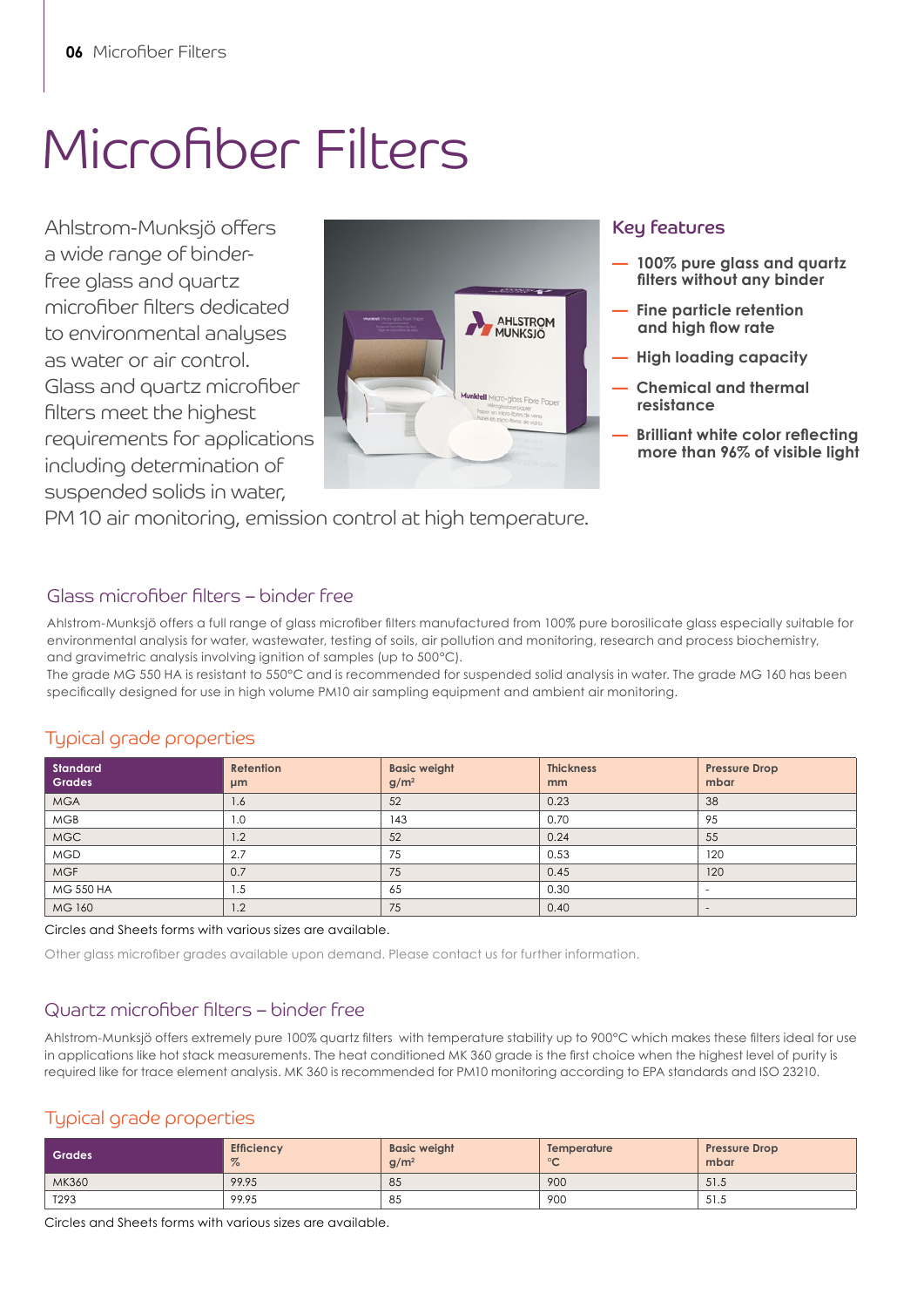# Microfiber Filters

Ahlstrom-Munksjö offers a wide range of binder-free glass and quartz microfiber filters dedicated to environmental analyses as water or air control. Glass and quartz microfiber filters meet the highest requirements for applications including determination of suspended solids in water, PM 10 air monitoring, emission control at high temperature.

## Key features

- **100% pure glass and quartz filters without any binder**
- **Fine particle retention and high flow rate**
- **High loading capacity**
- **Chemical and thermal resistance**
- **Brilliant white color reflecting more than 96% of visible light**

## Glass microfiber filters – binder free

Ahlstrom-Munksjö offers a full range of glass microfiber filters manufactured from 100% pure borosilicate glass especially suitable for environmental analysis for water, wastewater, testing of soils, air pollution and monitoring, research and process biochemistry, and gravimetric analysis involving ignition of samples (up to 500°C).
The grade MG 550 HA is resistant to 550°C and is recommended for suspended solid analysis in water. The grade MG 160 has been specifically designed for use in high volume PM10 air sampling equipment and ambient air monitoring.

### Typical grade properties

| Standard Grades | Retention µm | Basic weight g/m² | Thickness mm | Pressure Drop mbar |
|---|---|---|---|---|
| MGA | 1.6 | 52 | 0.23 | 38 |
| MGB | 1.0 | 143 | 0.70 | 95 |
| MGC | 1.2 | 52 | 0.24 | 55 |
| MGD | 2.7 | 75 | 0.53 | 120 |
| MGF | 0.7 | 75 | 0.45 | 120 |
| MG 550 HA | 1.5 | 65 | 0.30 | - |
| MG 160 | 1.2 | 75 | 0.40 | - |

Circles and Sheets forms with various sizes are available.

Other glass microfiber grades available upon demand. Please contact us for further information.

## Quartz microfiber filters – binder free

Ahlstrom-Munksjö offers extremely pure 100% quartz filters with temperature stability up to 900°C which makes these filters ideal for use in applications like hot stack measurements. The heat conditioned MK 360 grade is the first choice when the highest level of purity is required like for trace element analysis. MK 360 is recommended for PM10 monitoring according to EPA standards and ISO 23210.

### Typical grade properties

| Grades | Efficiency % | Basic weight g/m² | Temperature °C | Pressure Drop mbar |
|---|---|---|---|---|
| MK360 | 99.95 | 85 | 900 | 51.5 |
| T293 | 99.95 | 85 | 900 | 51.5 |

Circles and Sheets forms with various sizes are available.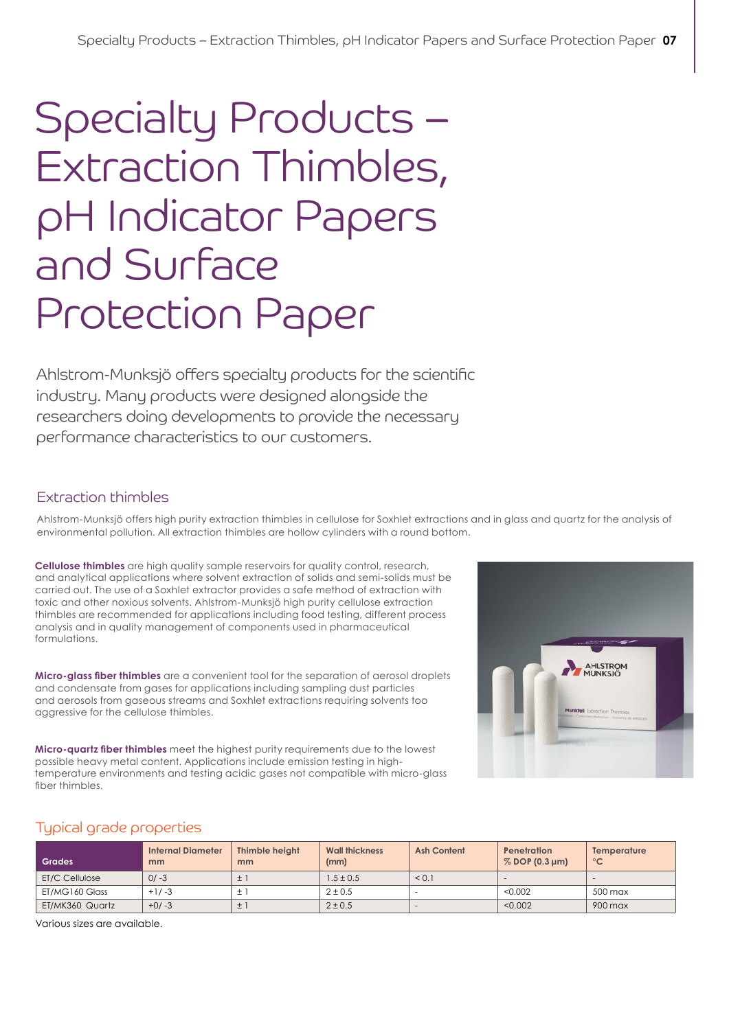# Specialty Products – Extraction Thimbles, pH Indicator Papers and Surface Protection Paper

Ahlstrom-Munksjö offers specialty products for the scientific industry. Many products were designed alongside the researchers doing developments to provide the necessary performance characteristics to our customers.

## Extraction thimbles

Ahlstrom-Munksjö offers high purity extraction thimbles in cellulose for Soxhlet extractions and in glass and quartz for the analysis of environmental pollution. All extraction thimbles are hollow cylinders with a round bottom.

**Cellulose thimbles** are high quality sample reservoirs for quality control, research, and analytical applications where solvent extraction of solids and semi-solids must be carried out. The use of a Soxhlet extractor provides a safe method of extraction with toxic and other noxious solvents. Ahlstrom-Munksjö high purity cellulose extraction thimbles are recommended for applications including food testing, different process analysis and in quality management of components used in pharmaceutical formulations.

**Micro-glass fiber thimbles** are a convenient tool for the separation of aerosol droplets and condensate from gases for applications including sampling dust particles and aerosols from gaseous streams and Soxhlet extractions requiring solvents too aggressive for the cellulose thimbles.

**Micro-quartz fiber thimbles** meet the highest purity requirements due to the lowest possible heavy metal content. Applications include emission testing in high-temperature environments and testing acidic gases not compatible with micro-glass fiber thimbles.

### Typical grade properties

| Grades | Internal Diameter mm | Thimble height mm | Wall thickness (mm) | Ash Content | Penetration % DOP (0.3 µm) | Temperature °C |
|---|---|---|---|---|---|---|
| ET/C Cellulose | 0/ -3 | ± 1 | 1.5 ± 0.5 | < 0.1 | - | - |
| ET/MG160 Glass | +1/ -3 | ± 1 | 2 ± 0.5 | - | <0.002 | 500 max |
| ET/MK360 Quartz | +0/ -3 | ± 1 | 2 ± 0.5 | - | <0.002 | 900 max |

Various sizes are available.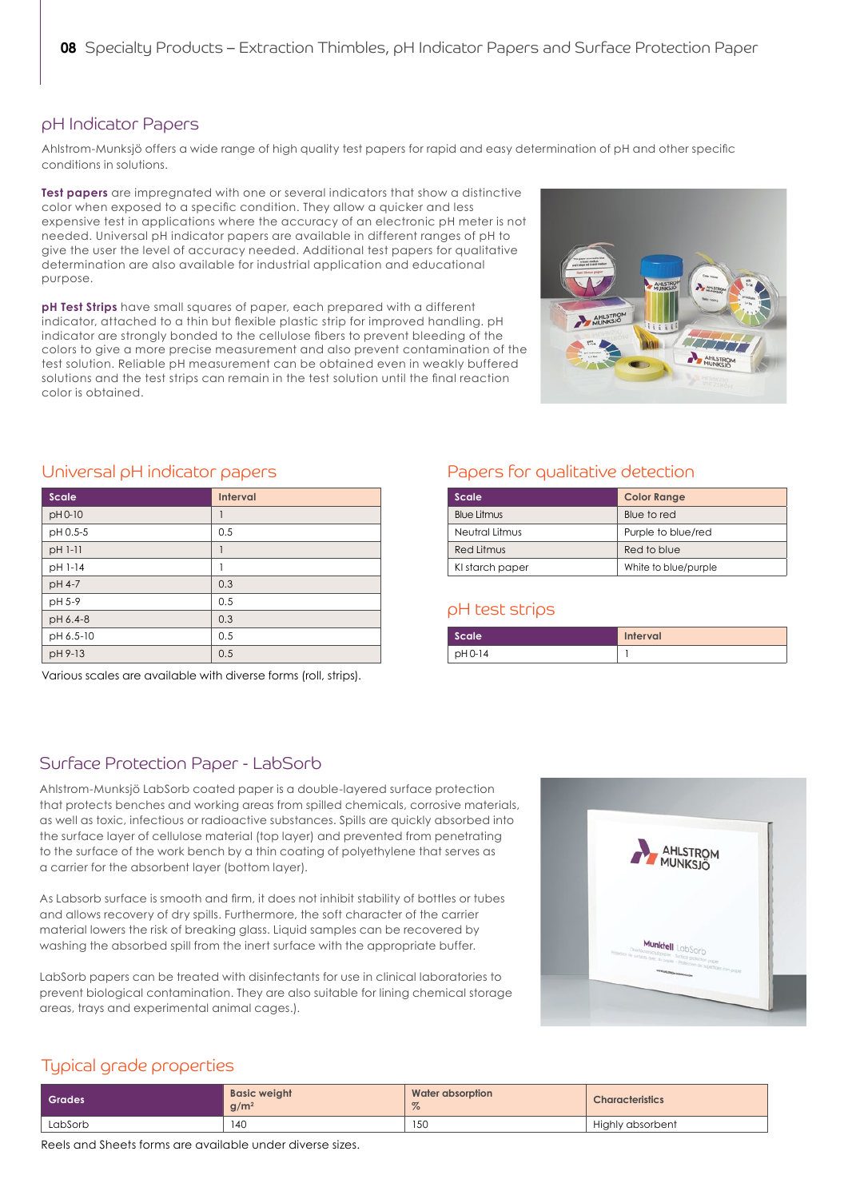## pH Indicator Papers

Ahlstrom-Munksjö offers a wide range of high quality test papers for rapid and easy determination of pH and other specific conditions in solutions.

**Test papers** are impregnated with one or several indicators that show a distinctive color when exposed to a specific condition. They allow a quicker and less expensive test in applications where the accuracy of an electronic pH meter is not needed. Universal pH indicator papers are available in different ranges of pH to give the user the level of accuracy needed. Additional test papers for qualitative determination are also available for industrial application and educational purpose.

**pH Test Strips** have small squares of paper, each prepared with a different indicator, attached to a thin but flexible plastic strip for improved handling. pH indicator are strongly bonded to the cellulose fibers to prevent bleeding of the colors to give a more precise measurement and also prevent contamination of the test solution. Reliable pH measurement can be obtained even in weakly buffered solutions and the test strips can remain in the test solution until the final reaction color is obtained.

### Universal pH indicator papers

| Scale | Interval |
|---|---|
| pH 0-10 | 1 |
| pH 0.5-5 | 0.5 |
| pH 1-11 | 1 |
| pH 1-14 | 1 |
| pH 4-7 | 0.3 |
| pH 5-9 | 0.5 |
| pH 6.4-8 | 0.3 |
| pH 6.5-10 | 0.5 |
| pH 9-13 | 0.5 |

Various scales are available with diverse forms (roll, strips).

### Papers for qualitative detection

| Scale | Color Range |
|---|---|
| Blue Litmus | Blue to red |
| Neutral Litmus | Purple to blue/red |
| Red Litmus | Red to blue |
| KI starch paper | White to blue/purple |

### pH test strips

| Scale | Interval |
|---|---|
| pH 0-14 | 1 |

## Surface Protection Paper - LabSorb

Ahlstrom-Munksjö LabSorb coated paper is a double-layered surface protection that protects benches and working areas from spilled chemicals, corrosive materials, as well as toxic, infectious or radioactive substances. Spills are quickly absorbed into the surface layer of cellulose material (top layer) and prevented from penetrating to the surface of the work bench by a thin coating of polyethylene that serves as a carrier for the absorbent layer (bottom layer).

As Labsorb surface is smooth and firm, it does not inhibit stability of bottles or tubes and allows recovery of dry spills. Furthermore, the soft character of the carrier material lowers the risk of breaking glass. Liquid samples can be recovered by washing the absorbed spill from the inert surface with the appropriate buffer.

LabSorb papers can be treated with disinfectants for use in clinical laboratories to prevent biological contamination. They are also suitable for lining chemical storage areas, trays and experimental animal cages.).

### Typical grade properties

| Grades | Basic weight g/m² | Water absorption % | Characteristics |
|---|---|---|---|
| LabSorb | 140 | 150 | Highly absorbent |

Reels and Sheets forms are available under diverse sizes.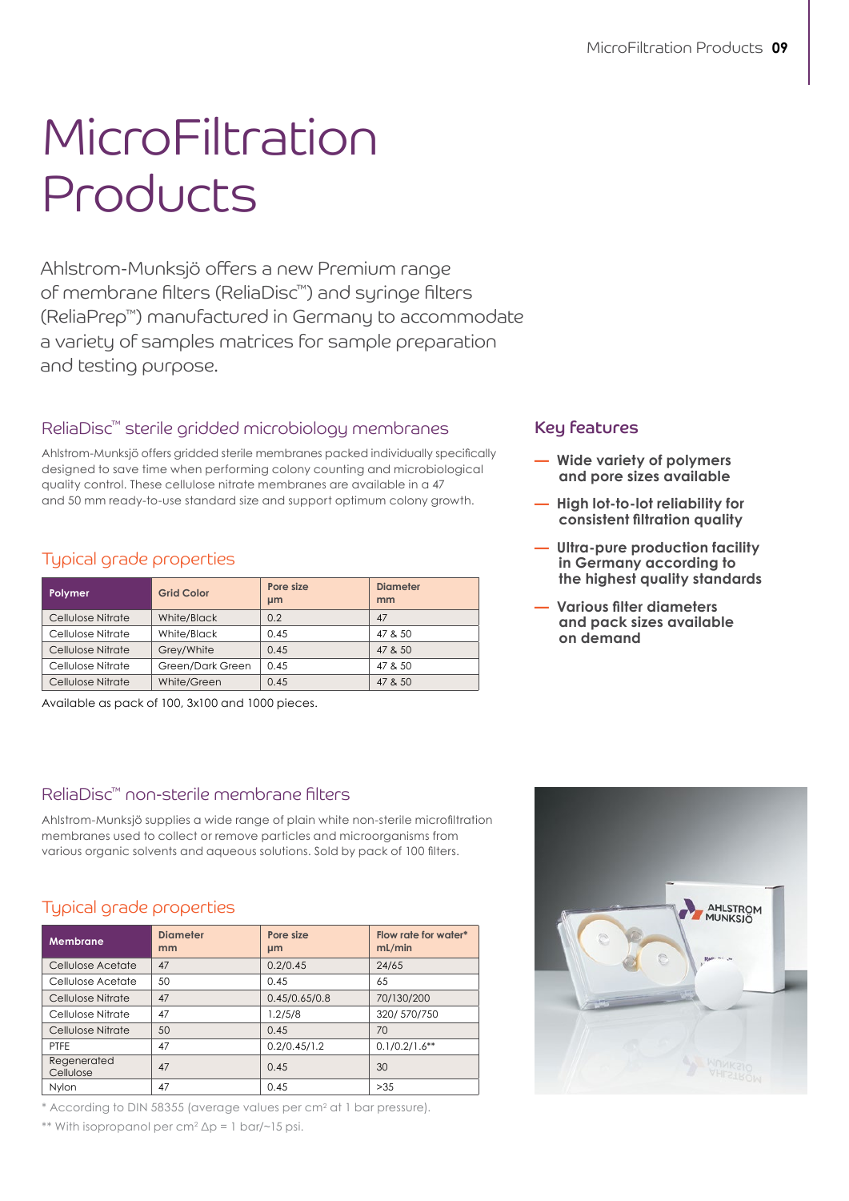#  MicroFiltration Products

Ahlstrom-Munksjö offers a new Premium range of membrane filters (ReliaDisc™) and syringe filters (ReliaPrep™) manufactured in Germany to accommodate a variety of samples matrices for sample preparation and testing purpose.

## ReliaDisc™ sterile gridded microbiology membranes

Ahlstrom-Munksjö offers gridded sterile membranes packed individually specifically designed to save time when performing colony counting and microbiological quality control. These cellulose nitrate membranes are available in a 47 and 50 mm ready-to-use standard size and support optimum colony growth.

### Typical grade properties

| Polymer | Grid Color | Pore size µm | Diameter mm |
|---|---|---|---|
| Cellulose Nitrate | White/Black | 0.2 | 47 |
| Cellulose Nitrate | White/Black | 0.45 | 47 & 50 |
| Cellulose Nitrate | Grey/White | 0.45 | 47 & 50 |
| Cellulose Nitrate | Green/Dark Green | 0.45 | 47 & 50 |
| Cellulose Nitrate | White/Green | 0.45 | 47 & 50 |

Available as pack of 100, 3x100 and 1000 pieces.

## Key features

- **Wide variety of polymers and pore sizes available**
- **High lot-to-lot reliability for consistent filtration quality**
- **Ultra-pure production facility in Germany according to the highest quality standards**
- **Various filter diameters and pack sizes available on demand**

## ReliaDisc™ non-sterile membrane filters

Ahlstrom-Munksjö supplies a wide range of plain white non-sterile microfiltration membranes used to collect or remove particles and microorganisms from various organic solvents and aqueous solutions. Sold by pack of 100 filters.

### Typical grade properties

| Membrane | Diameter mm | Pore size µm | Flow rate for water* mL/min |
|---|---|---|---|
| Cellulose Acetate | 47 | 0.2/0.45 | 24/65 |
| Cellulose Acetate | 50 | 0.45 | 65 |
| Cellulose Nitrate | 47 | 0.45/0.65/0.8 | 70/130/200 |
| Cellulose Nitrate | 47 | 1.2/5/8 | 320/ 570/750 |
| Cellulose Nitrate | 50 | 0.45 | 70 |
| PTFE | 47 | 0.2/0.45/1.2 | 0.1/0.2/1.6** |
| Regenerated Cellulose | 47 | 0.45 | 30 |
| Nylon | 47 | 0.45 | >35 |

\* According to DIN 58355 (average values per $cm^2$ at 1 bar pressure).

\*\* With isopropanol per $cm^2$ $\Delta p$ = 1 bar/~15 psi.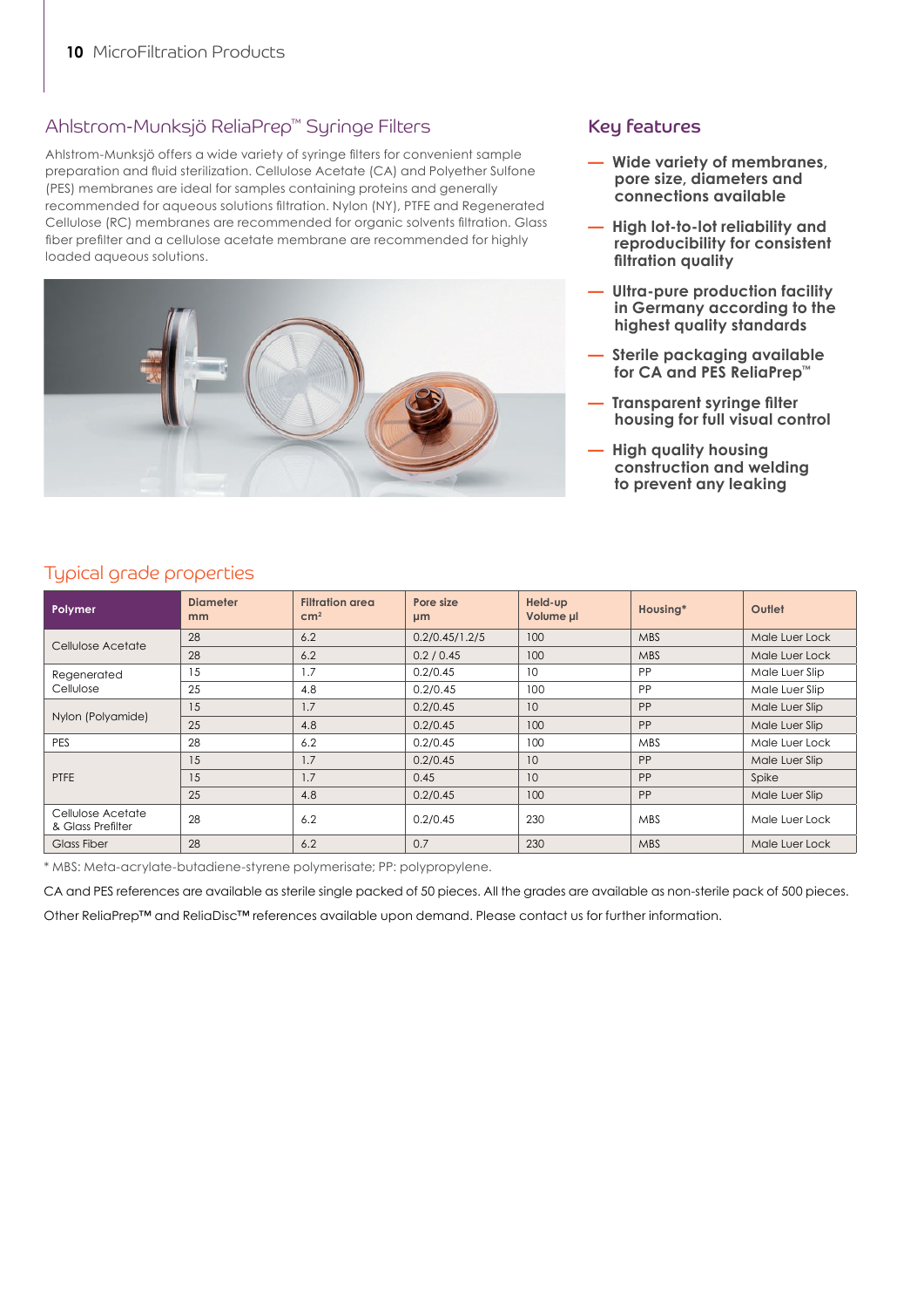## Ahlstrom-Munksjö ReliaPrep™ Syringe Filters

Ahlstrom-Munksjö offers a wide variety of syringe filters for convenient sample preparation and fluid sterilization. Cellulose Acetate (CA) and Polyether Sulfone (PES) membranes are ideal for samples containing proteins and generally recommended for aqueous solutions filtration. Nylon (NY), PTFE and Regenerated Cellulose (RC) membranes are recommended for organic solvents filtration. Glass fiber prefilter and a cellulose acetate membrane are recommended for highly loaded aqueous solutions.

### Key features

- **Wide variety of membranes, pore size, diameters and connections available**
- **High lot-to-lot reliability and reproducibility for consistent filtration quality**
- **Ultra-pure production facility in Germany according to the highest quality standards**
- **Sterile packaging available for CA and PES ReliaPrep™**
- **Transparent syringe filter housing for full visual control**
- **High quality housing construction and welding to prevent any leaking**

## Typical grade properties

| Polymer | Diameter mm | Filtration area cm² | Pore size µm | Held-up Volume µl | Housing* | Outlet |
|---|---|---|---|---|---|---|
| Cellulose Acetate | 28 | 6.2 | 0.2/0.45/1.2/5 | 100 | MBS | Male Luer Lock |
| | 28 | 6.2 | 0.2 / 0.45 | 100 | MBS | Male Luer Lock |
| Regenerated Cellulose | 15 | 1.7 | 0.2/0.45 | 10 | PP | Male Luer Slip |
| | 25 | 4.8 | 0.2/0.45 | 100 | PP | Male Luer Slip |
| Nylon (Polyamide) | 15 | 1.7 | 0.2/0.45 | 10 | PP | Male Luer Slip |
| | 25 | 4.8 | 0.2/0.45 | 100 | PP | Male Luer Slip |
| PES | 28 | 6.2 | 0.2/0.45 | 100 | MBS | Male Luer Lock |
| PTFE | 15 | 1.7 | 0.2/0.45 | 10 | PP | Male Luer Slip |
| | 15 | 1.7 | 0.45 | 10 | PP | Spike |
| | 25 | 4.8 | 0.2/0.45 | 100 | PP | Male Luer Slip |
| Cellulose Acetate & Glass Prefilter | 28 | 6.2 | 0.2/0.45 | 230 | MBS | Male Luer Lock |
| Glass Fiber | 28 | 6.2 | 0.7 | 230 | MBS | Male Luer Lock |

* MBS: Meta-acrylate-butadiene-styrene polymerisate; PP: polypropylene.

CA and PES references are available as sterile single packed of 50 pieces. All the grades are available as non-sterile pack of 500 pieces.

Other ReliaPrep™ and ReliaDisc™ references available upon demand. Please contact us for further information.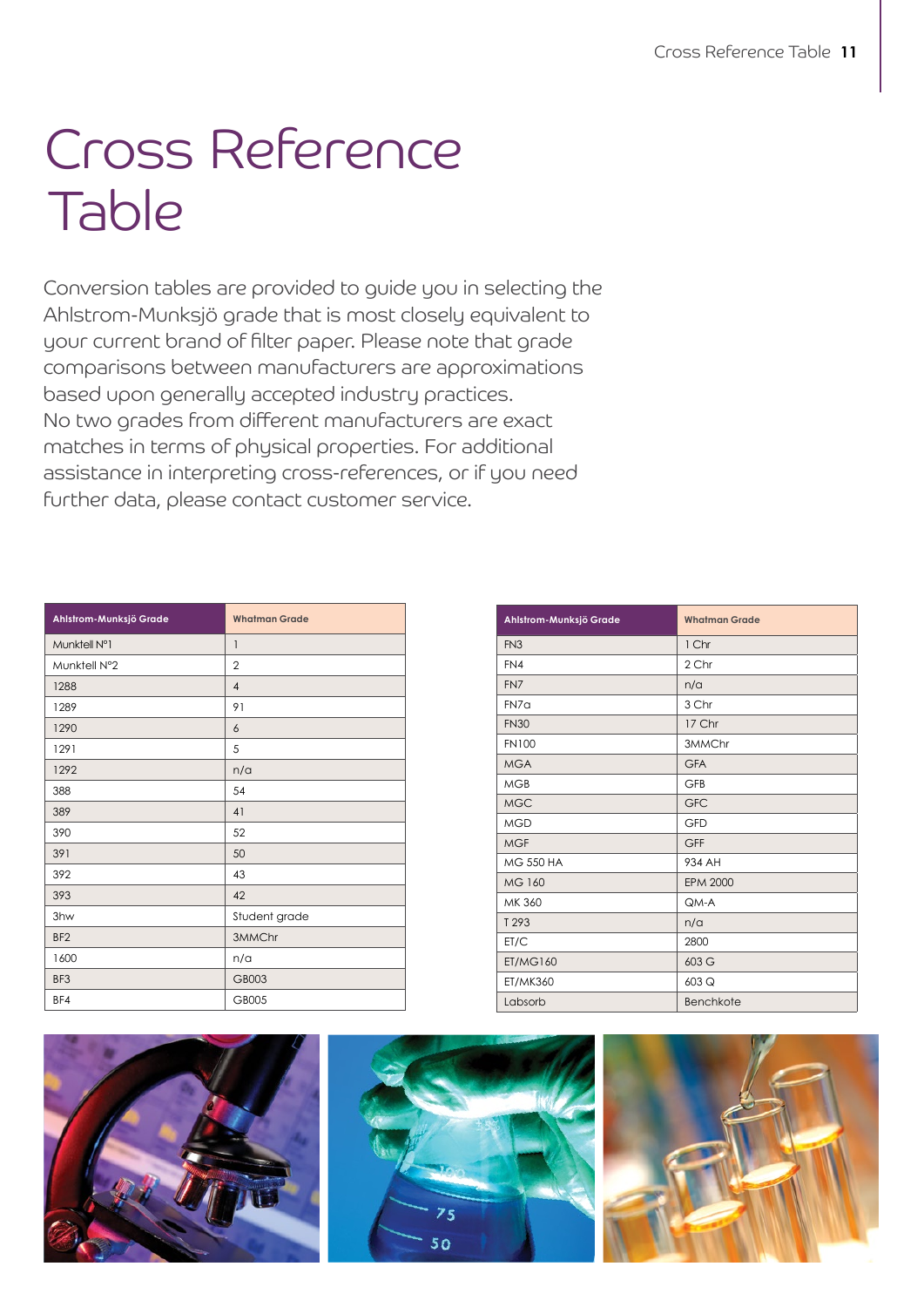# Cross Reference Table

Conversion tables are provided to guide you in selecting the Ahlstrom-Munksjö grade that is most closely equivalent to your current brand of filter paper. Please note that grade comparisons between manufacturers are approximations based upon generally accepted industry practices. No two grades from different manufacturers are exact matches in terms of physical properties. For additional assistance in interpreting cross-references, or if you need further data, please contact customer service.

| Ahlstrom-Munksjö Grade | Whatman Grade |
|---|---|
| Munktell N°1 | 1 |
| Munktell N°2 | 2 |
| 1288 | 4 |
| 1289 | 91 |
| 1290 | 6 |
| 1291 | 5 |
| 1292 | n/a |
| 388 | 54 |
| 389 | 41 |
| 390 | 52 |
| 391 | 50 |
| 392 | 43 |
| 393 | 42 |
| 3hw | Student grade |
| BF2 | 3MMChr |
| 1600 | n/a |
| BF3 | GB003 |
| BF4 | GB005 |

| Ahlstrom-Munksjö Grade | Whatman Grade |
|---|---|
| FN3 | 1 Chr |
| FN4 | 2 Chr |
| FN7 | n/a |
| FN7a | 3 Chr |
| FN30 | 17 Chr |
| FN100 | 3MMChr |
| MGA | GFA |
| MGB | GFB |
| MGC | GFC |
| MGD | GFD |
| MGF | GFF |
| MG 550 HA | 934 AH |
| MG 160 | EPM 2000 |
| MK 360 | QM-A |
| T 293 | n/a |
| ET/C | 2800 |
| ET/MG160 | 603 G |
| ET/MK360 | 603 Q |
| Labsorb | Benchkote |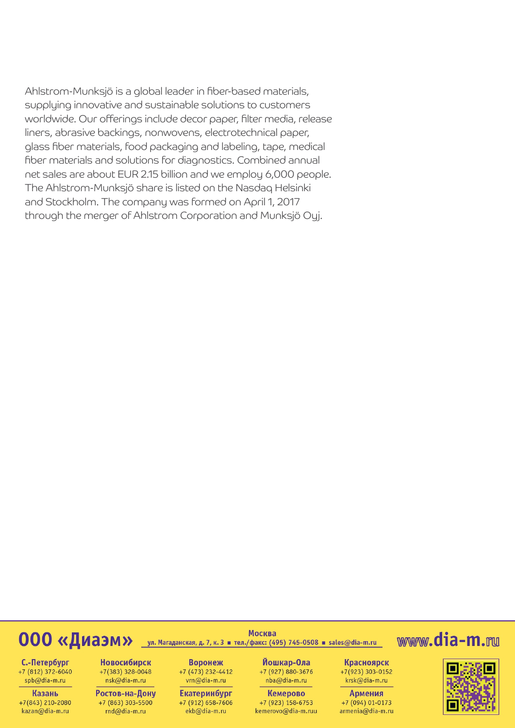Ahlstrom-Munksjö is a global leader in fiber-based materials, supplying innovative and sustainable solutions to customers worldwide. Our offerings include decor paper, filter media, release liners, abrasive backings, nonwovens, electrotechnical paper, glass fiber materials, food packaging and labeling, tape, medical fiber materials and solutions for diagnostics. Combined annual net sales are about EUR 2.15 billion and we employ 6,000 people. The Ahlstrom-Munksjö share is listed on the Nasdaq Helsinki and Stockholm. The company was formed on April 1, 2017 through the merger of Ahlstrom Corporation and Munksjö Oyj.

**ООО «Диаэм»**

**Москва**
ул. Магаданская, д. 7, к. 3 ■ тел./факс: (495) 745-0508 ■ sales@dia-m.ru

**www.dia-m.ru**

**С.-Петербург**
+7 (812) 372-6040
spb@dia-m.ru

**Казань**
+7(843) 210-2080
kazan@dia-m.ru

**Новосибирск**
+7(383) 328-0048
nsk@dia-m.ru

**Ростов-на-Дону**
+7 (863) 303-5500
rnd@dia-m.ru

**Воронеж**
+7 (473) 232-4412
vrn@dia-m.ru

**Екатеринбург**
+7 (912) 658-7606
ekb@dia-m.ru

**Йошкар-Ола**
+7 (927) 880-3676
nba@dia-m.ru

**Кемерово**
+7 (923) 158-6753
kemerovo@dia-m.ruu

**Красноярск**
+7(923) 303-0152
krsk@dia-m.ru

**Армения**
+7 (094) 01-0173
armenia@dia-m.ru